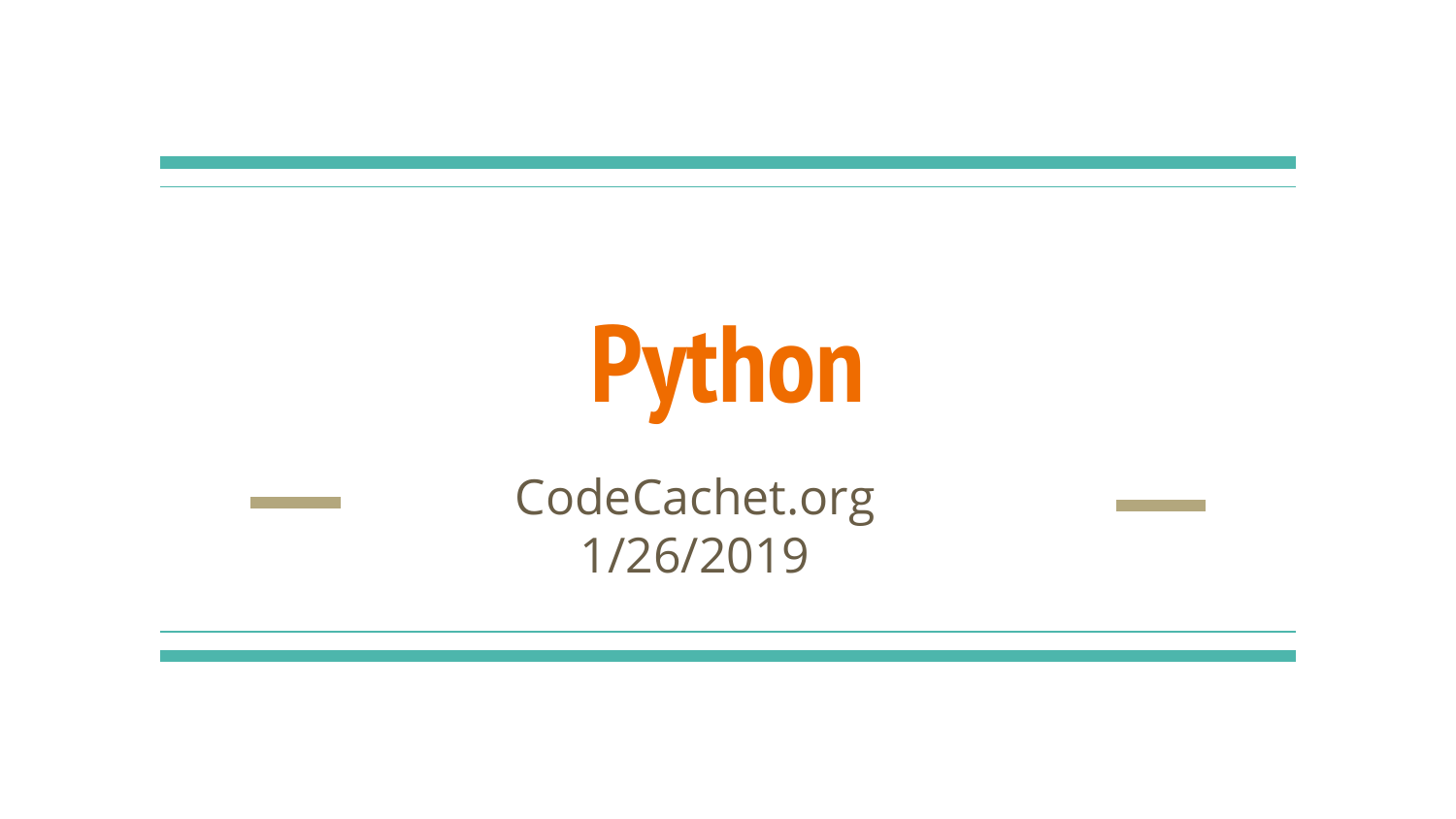# Python

CodeCachet.org
1/26/2019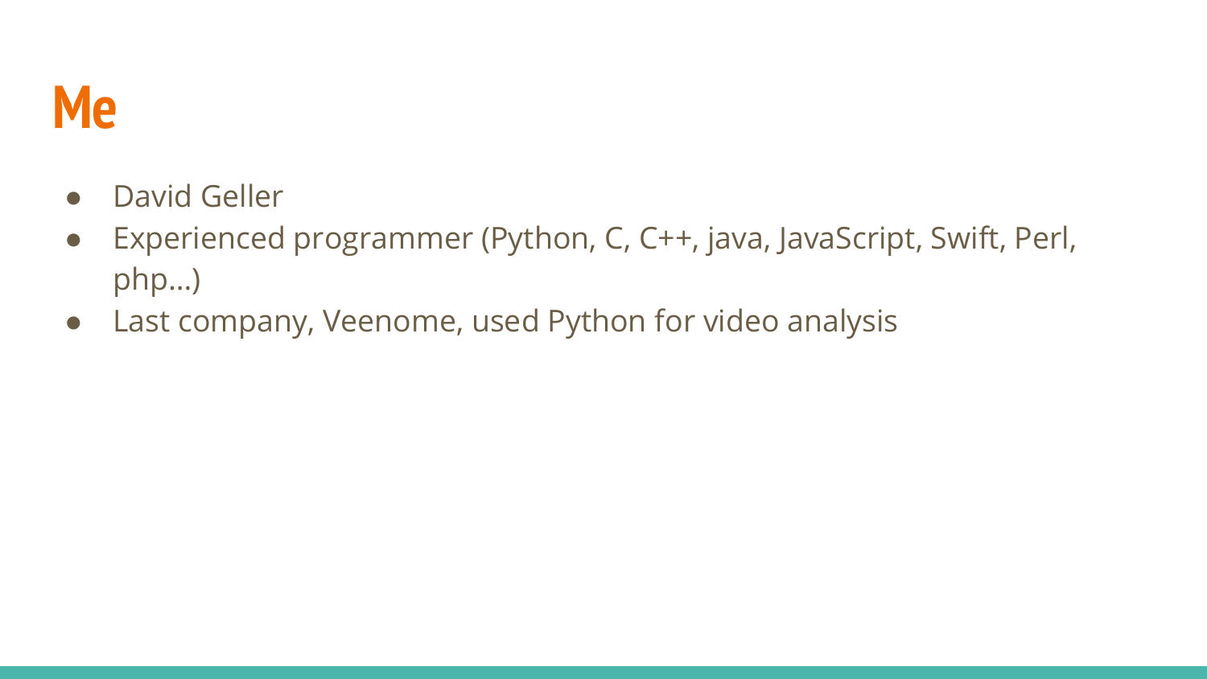# Me

- David Geller
- Experienced programmer (Python, C, C++, java, JavaScript, Swift, Perl, php…)
- Last company, Veenome, used Python for video analysis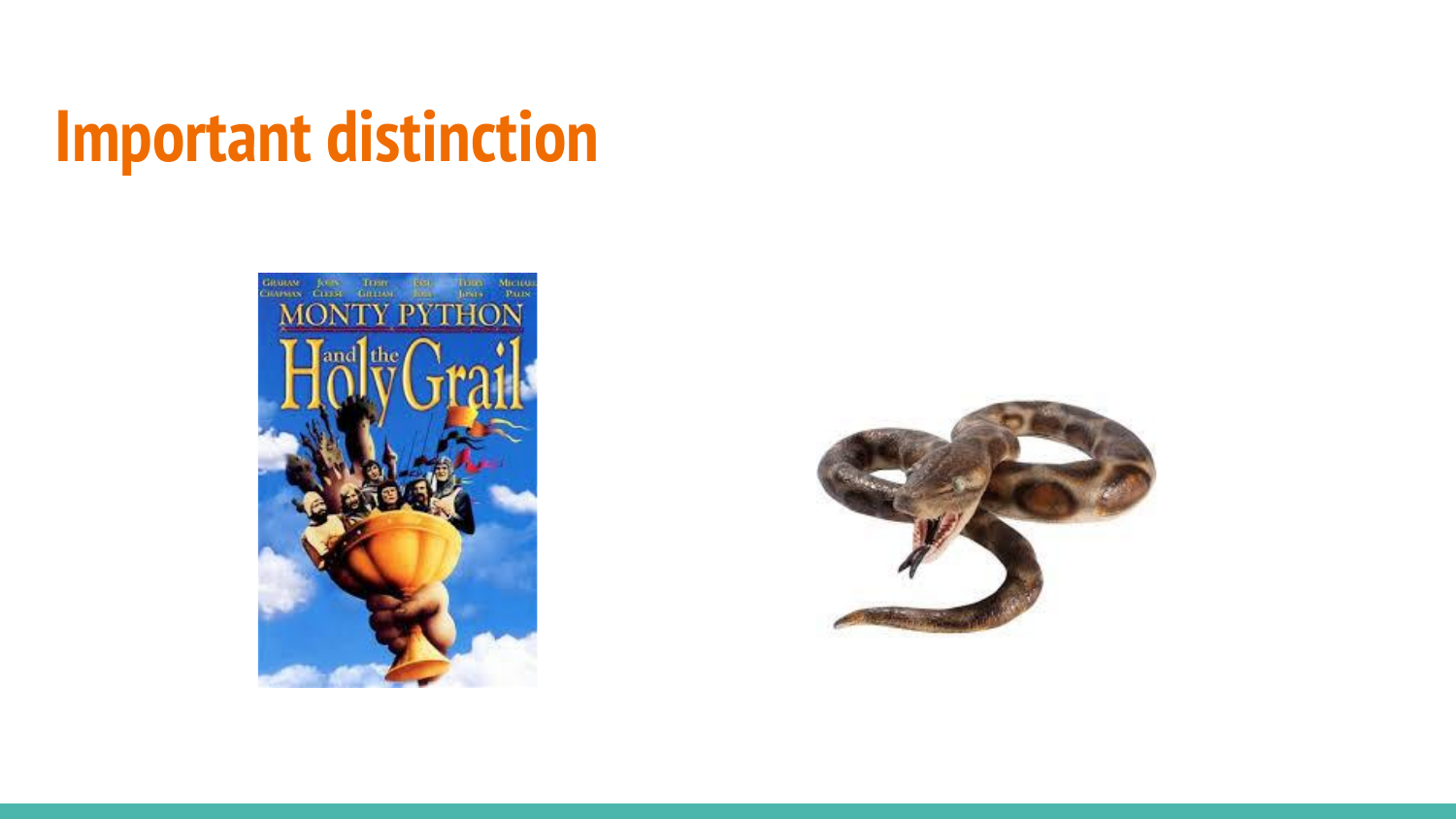# Important distinction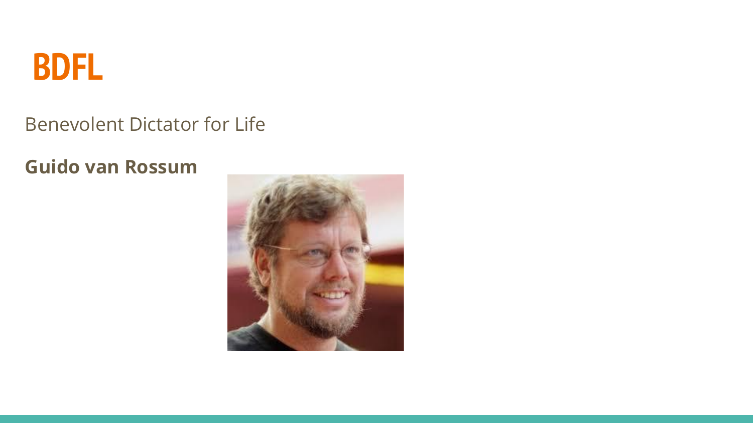# BDFL

Benevolent Dictator for Life

**Guido van Rossum**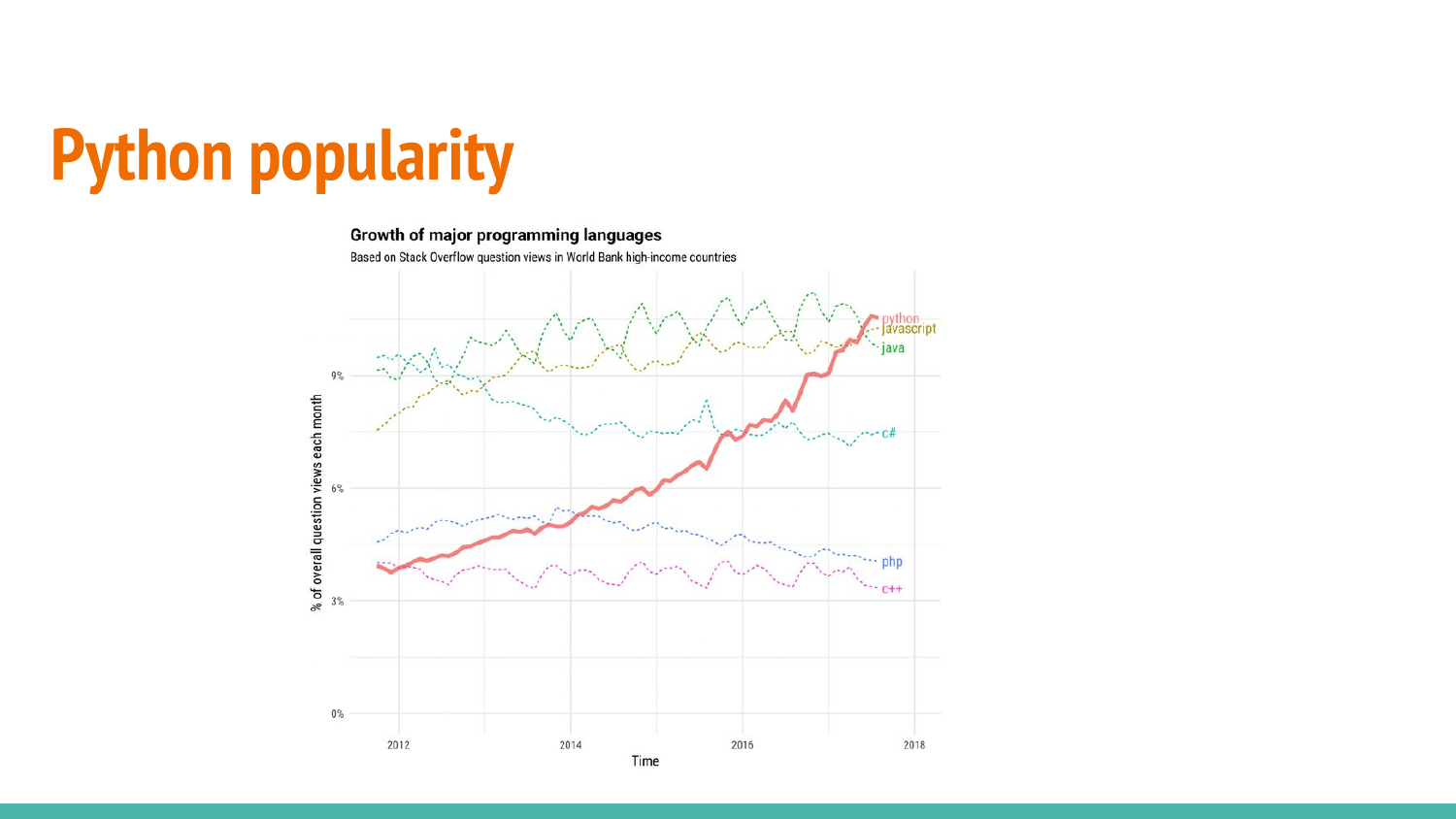# Python popularity

Growth of major programming languages

Based on Stack Overflow question views in World Bank high-income countries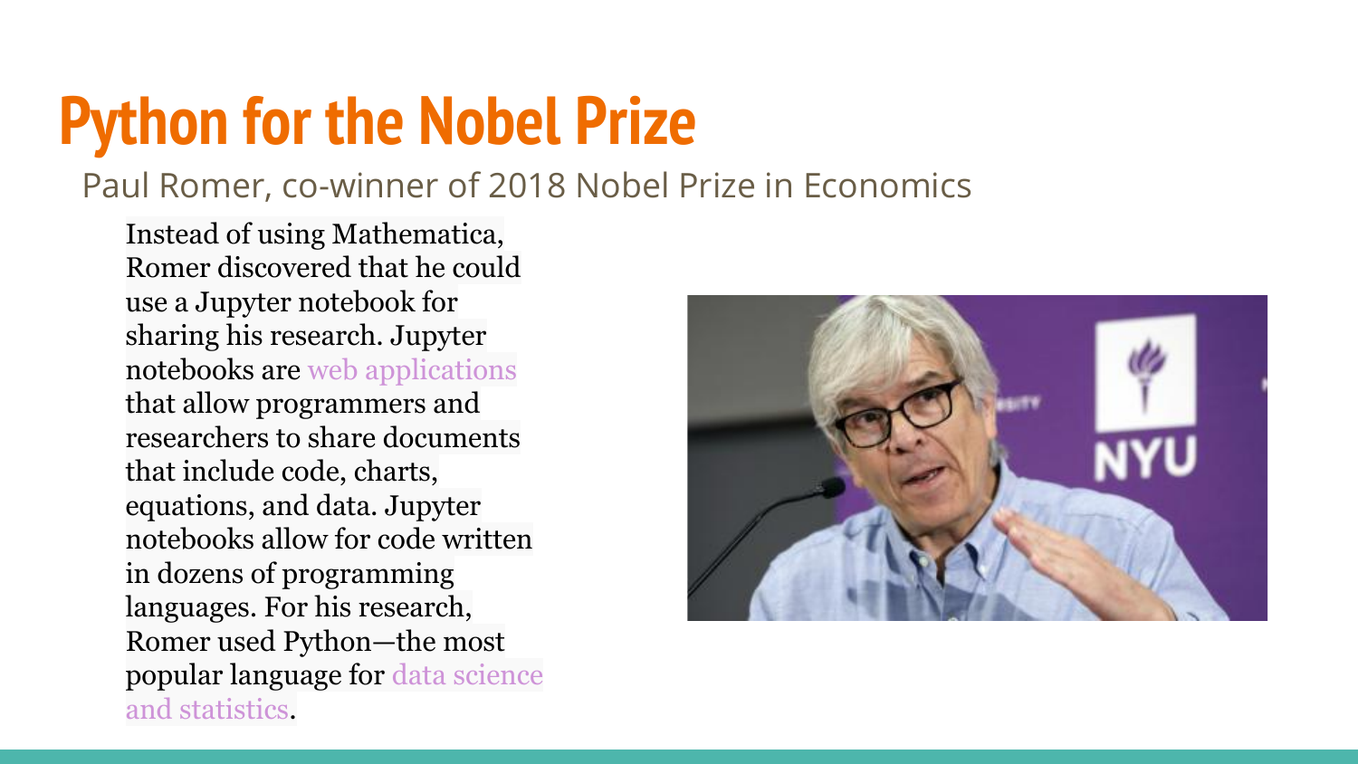# Python for the Nobel Prize

Paul Romer, co-winner of 2018 Nobel Prize in Economics

Instead of using Mathematica, Romer discovered that he could use a Jupyter notebook for sharing his research. Jupyter notebooks are web applications that allow programmers and researchers to share documents that include code, charts, equations, and data. Jupyter notebooks allow for code written in dozens of programming languages. For his research, Romer used Python—the most popular language for data science and statistics.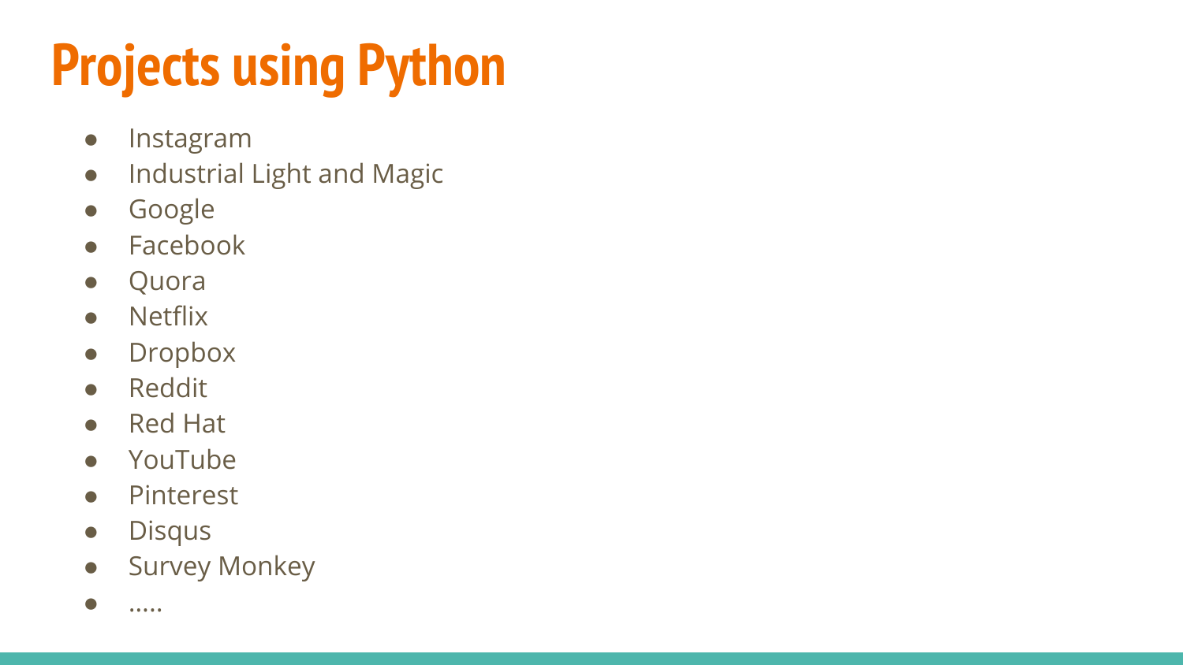# Projects using Python

- Instagram
- Industrial Light and Magic
- Google
- Facebook
- Quora
- Netflix
- Dropbox
- Reddit
- Red Hat
- YouTube
- Pinterest
- Disqus
- Survey Monkey
- .....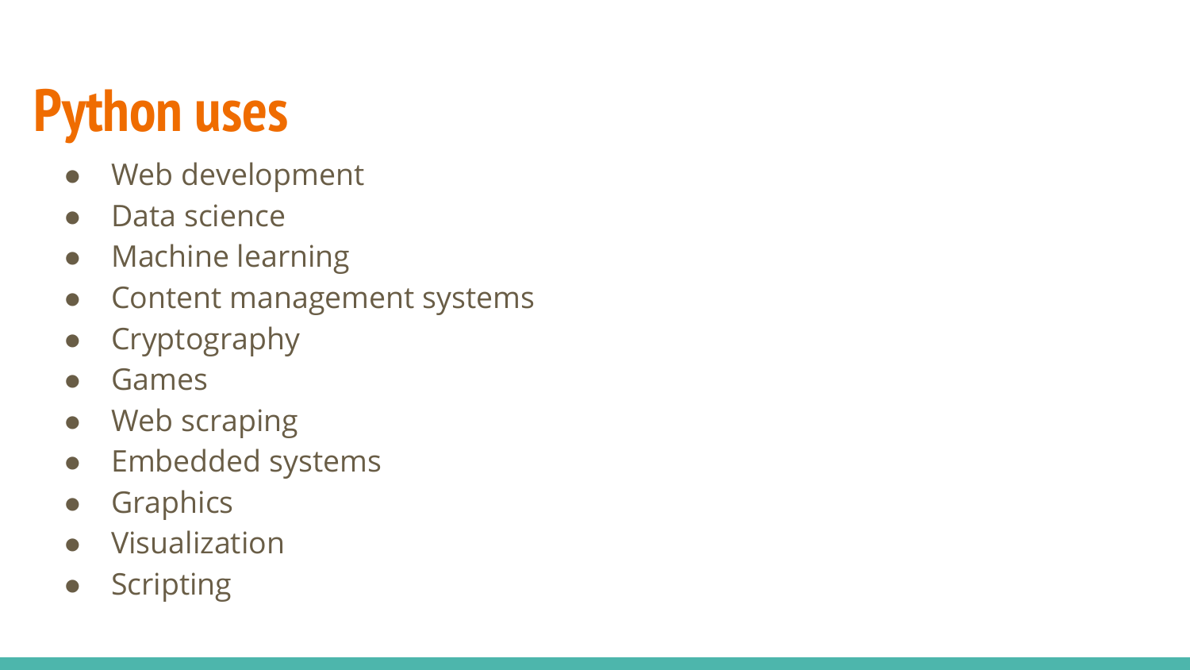# Python uses

- Web development
- Data science
- Machine learning
- Content management systems
- Cryptography
- Games
- Web scraping
- Embedded systems
- Graphics
- Visualization
- Scripting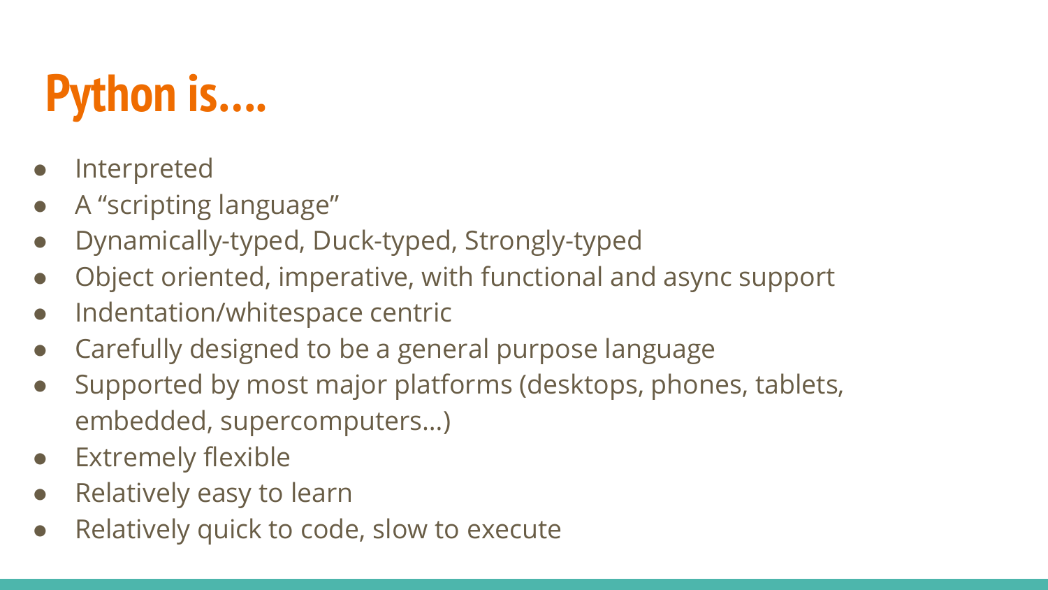# Python is….

- Interpreted
- A “scripting language”
- Dynamically-typed, Duck-typed, Strongly-typed
- Object oriented, imperative, with functional and async support
- Indentation/whitespace centric
- Carefully designed to be a general purpose language
- Supported by most major platforms (desktops, phones, tablets, embedded, supercomputers…)
- Extremely flexible
- Relatively easy to learn
- Relatively quick to code, slow to execute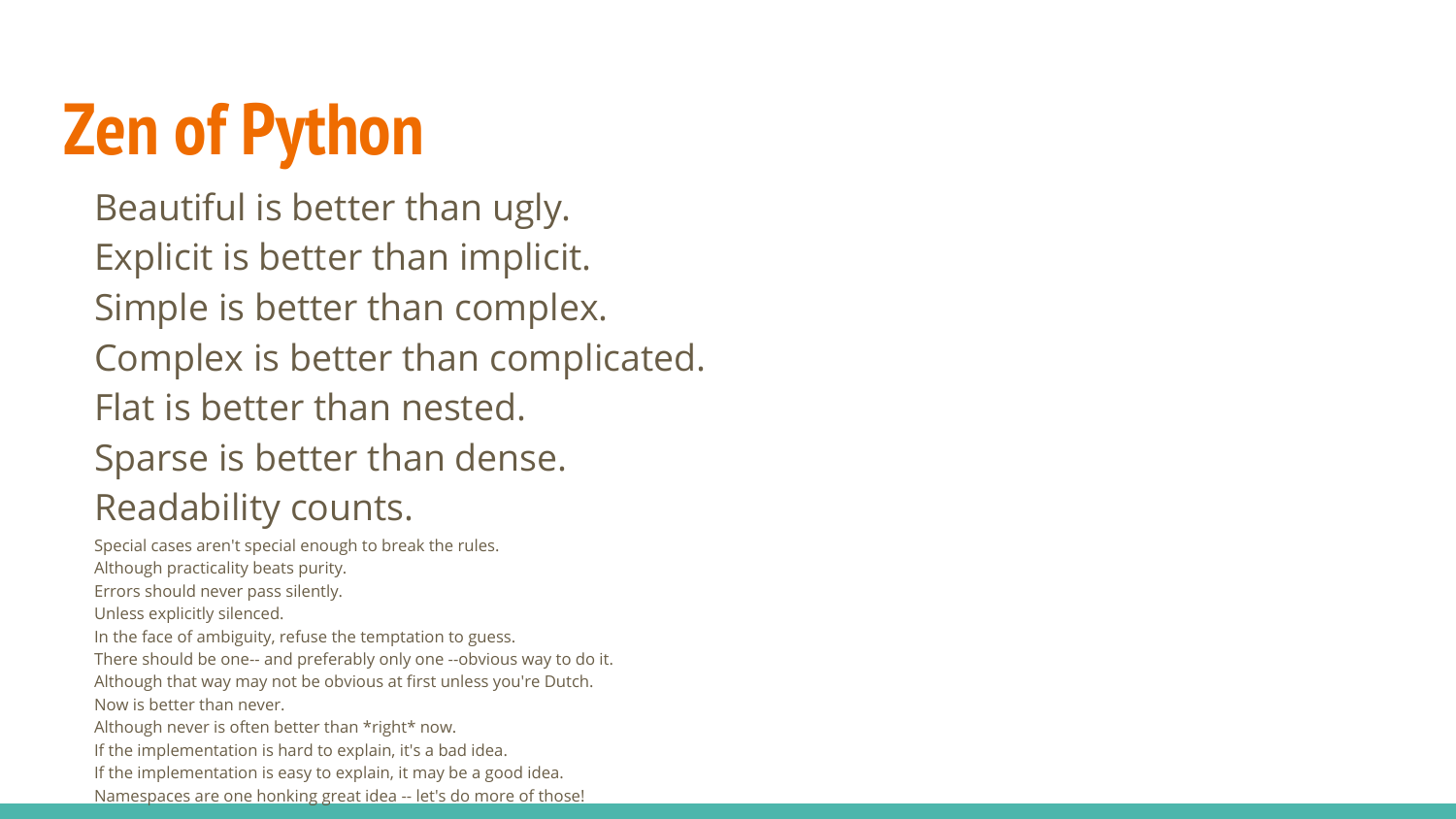# Zen of Python

Beautiful is better than ugly.
Explicit is better than implicit.
Simple is better than complex.
Complex is better than complicated.
Flat is better than nested.
Sparse is better than dense.
Readability counts.

Special cases aren't special enough to break the rules.
Although practicality beats purity.
Errors should never pass silently.
Unless explicitly silenced.
In the face of ambiguity, refuse the temptation to guess.
There should be one-- and preferably only one --obvious way to do it.
Although that way may not be obvious at first unless you're Dutch.
Now is better than never.
Although never is often better than *right* now.
If the implementation is hard to explain, it's a bad idea.
If the implementation is easy to explain, it may be a good idea.
Namespaces are one honking great idea -- let's do more of those!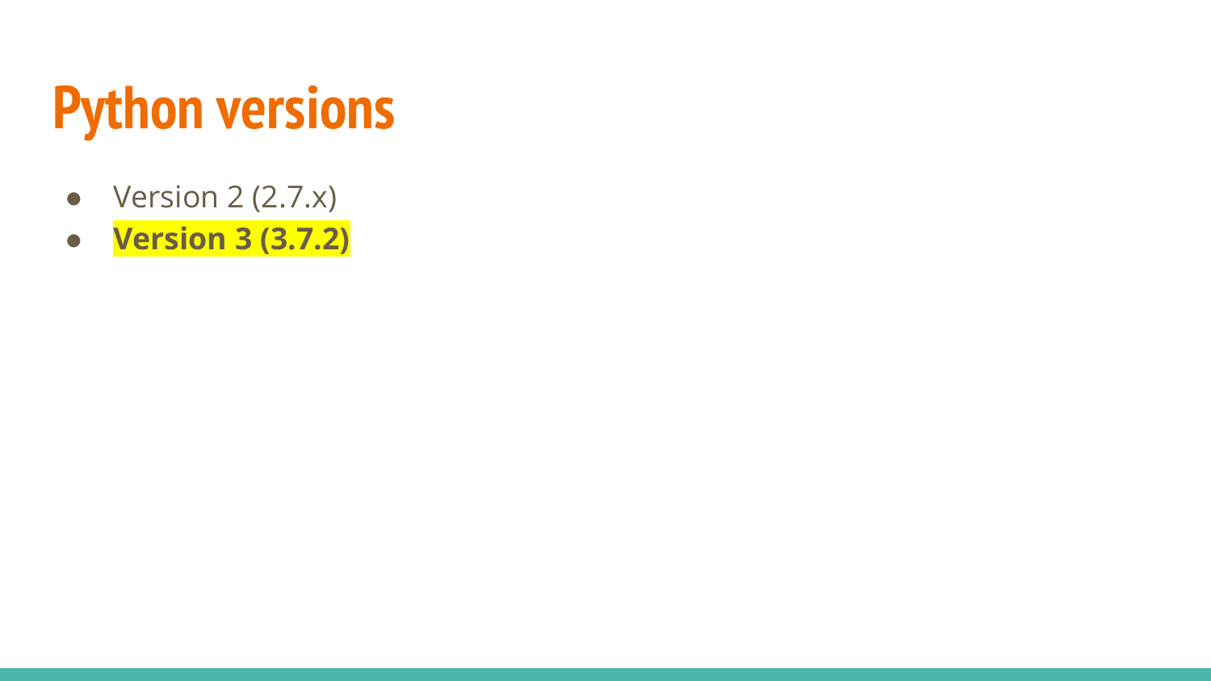# Python versions

- Version 2 (2.7.x)
- **Version 3 (3.7.2)**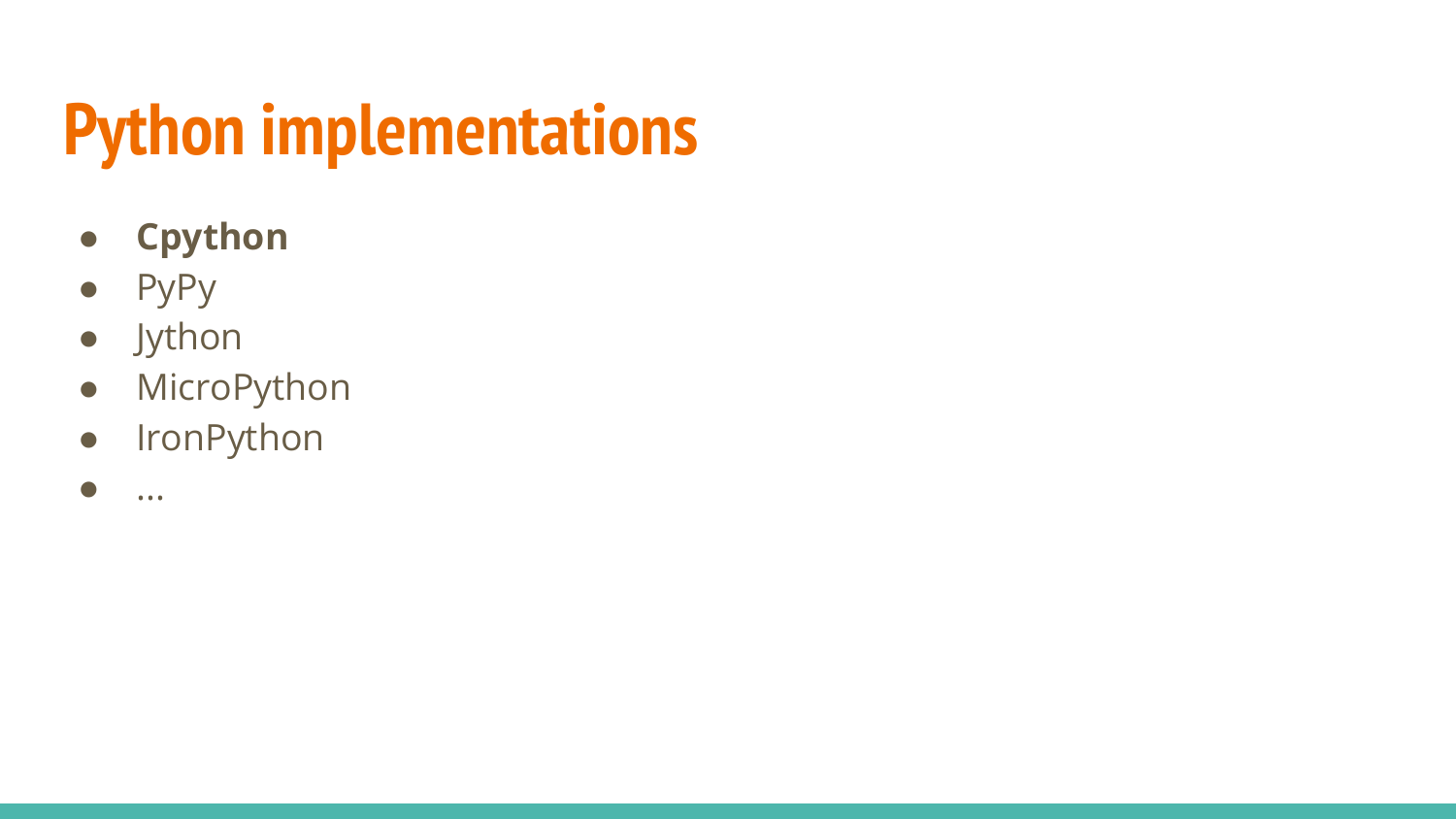# Python implementations

- **Cpython**
- PyPy
- Jython
- MicroPython
- IronPython
- ...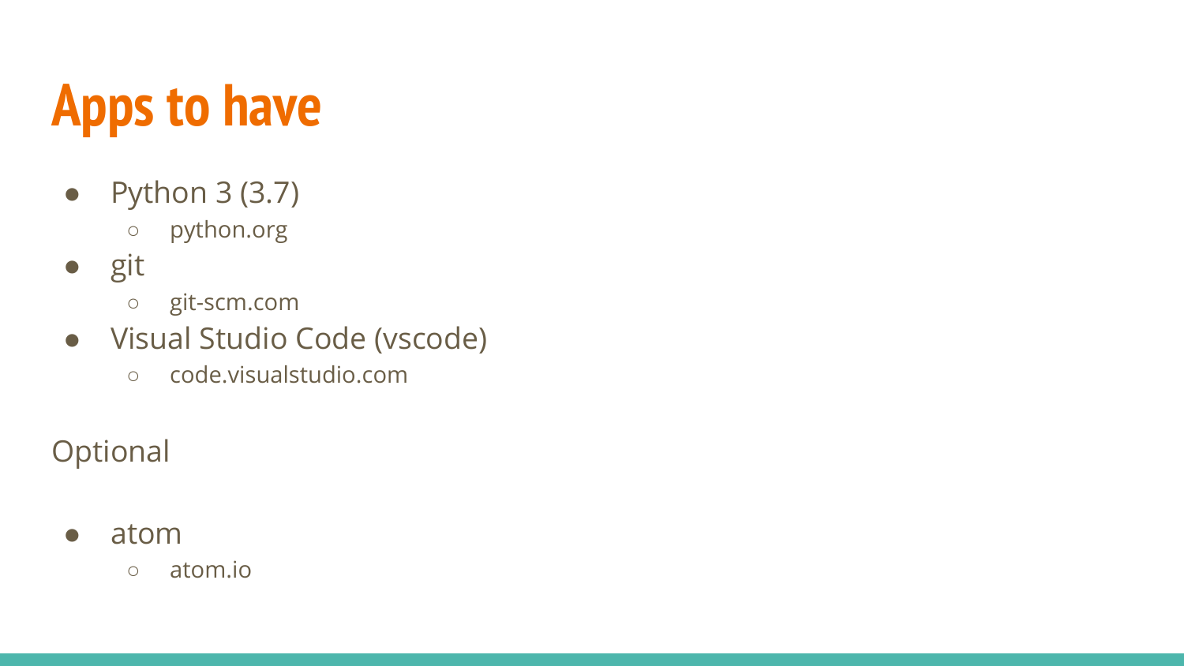# Apps to have

- Python 3 (3.7)
  - python.org
- git
  - git-scm.com
- Visual Studio Code (vscode)
  - code.visualstudio.com

Optional

- atom
  - atom.io